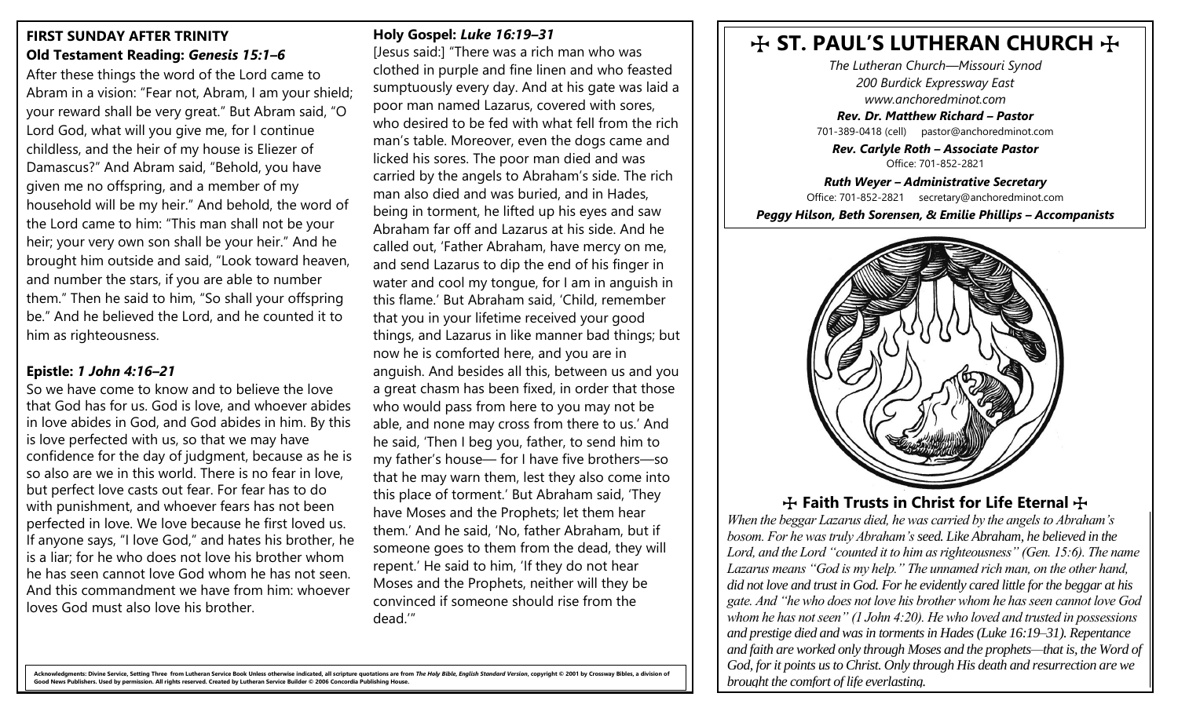**FIRST SUNDAY AFTER TRINITY**

**Old Testament Reading: *Genesis 15:1–6***

After these things the word of the Lord came to Abram in a vision: "Fear not, Abram, I am your shield; your reward shall be very great." But Abram said, "O Lord God, what will you give me, for I continue childless, and the heir of my house is Eliezer of Damascus?" And Abram said, "Behold, you have given me no offspring, and a member of my household will be my heir." And behold, the word of the Lord came to him: "This man shall not be your heir; your very own son shall be your heir." And he brought him outside and said, "Look toward heaven, and number the stars, if you are able to number them." Then he said to him, "So shall your offspring be." And he believed the Lord, and he counted it to him as righteousness.

**Epistle: *1 John 4:16–21***

So we have come to know and to believe the love that God has for us. God is love, and whoever abides in love abides in God, and God abides in him. By this is love perfected with us, so that we may have confidence for the day of judgment, because as he is so also are we in this world. There is no fear in love, but perfect love casts out fear. For fear has to do with punishment, and whoever fears has not been perfected in love. We love because he first loved us. If anyone says, "I love God," and hates his brother, he is a liar; for he who does not love his brother whom he has seen cannot love God whom he has not seen. And this commandment we have from him: whoever loves God must also love his brother.

**Holy Gospel: *Luke 16:19–31***

[Jesus said:] "There was a rich man who was clothed in purple and fine linen and who feasted sumptuously every day. And at his gate was laid a poor man named Lazarus, covered with sores, who desired to be fed with what fell from the rich man's table. Moreover, even the dogs came and licked his sores. The poor man died and was carried by the angels to Abraham's side. The rich man also died and was buried, and in Hades, being in torment, he lifted up his eyes and saw Abraham far off and Lazarus at his side. And he called out, 'Father Abraham, have mercy on me, and send Lazarus to dip the end of his finger in water and cool my tongue, for I am in anguish in this flame.' But Abraham said, 'Child, remember that you in your lifetime received your good things, and Lazarus in like manner bad things; but now he is comforted here, and you are in anguish. And besides all this, between us and you a great chasm has been fixed, in order that those who would pass from here to you may not be able, and none may cross from there to us.' And he said, 'Then I beg you, father, to send him to my father's house— for I have five brothers—so that he may warn them, lest they also come into this place of torment.' But Abraham said, 'They have Moses and the Prophets; let them hear them.' And he said, 'No, father Abraham, but if someone goes to them from the dead, they will repent.' He said to him, 'If they do not hear Moses and the Prophets, neither will they be convinced if someone should rise from the dead.'"

**Acknowledgments: Divine Service, Setting Three from Lutheran Service Book Unless otherwise indicated, all scripture quotations are from *The Holy Bible, English Standard Version*, copyright © 2001 by Crossway Bibles, a division of Good News Publishers. Used by permission. All rights reserved. Created by Lutheran Service Builder © 2006 Concordia Publishing House.**

# ☩ ST. PAUL'S LUTHERAN CHURCH ☩

*The Lutheran Church—Missouri Synod*
*200 Burdick Expressway East*
*www.anchoredminot.com*

***Rev. Dr. Matthew Richard – Pastor***
701-389-0418 (cell) pastor@anchoredminot.com

***Rev. Carlyle Roth – Associate Pastor***
Office: 701-852-2821

***Ruth Weyer – Administrative Secretary***
Office: 701-852-2821 secretary@anchoredminot.com

***Peggy Hilson, Beth Sorensen, & Emilie Phillips – Accompanists***

## ☩ Faith Trusts in Christ for Life Eternal ☩

*When the beggar Lazarus died, he was carried by the angels to Abraham's bosom. For he was truly Abraham's seed. Like Abraham, he believed in the Lord, and the Lord "counted it to him as righteousness" (Gen. 15:6). The name Lazarus means "God is my help." The unnamed rich man, on the other hand, did not love and trust in God. For he evidently cared little for the beggar at his gate. And "he who does not love his brother whom he has seen cannot love God whom he has not seen" (1 John 4:20). He who loved and trusted in possessions and prestige died and was in torments in Hades (Luke 16:19–31). Repentance and faith are worked only through Moses and the prophets—that is, the Word of God, for it points us to Christ. Only through His death and resurrection are we brought the comfort of life everlasting.*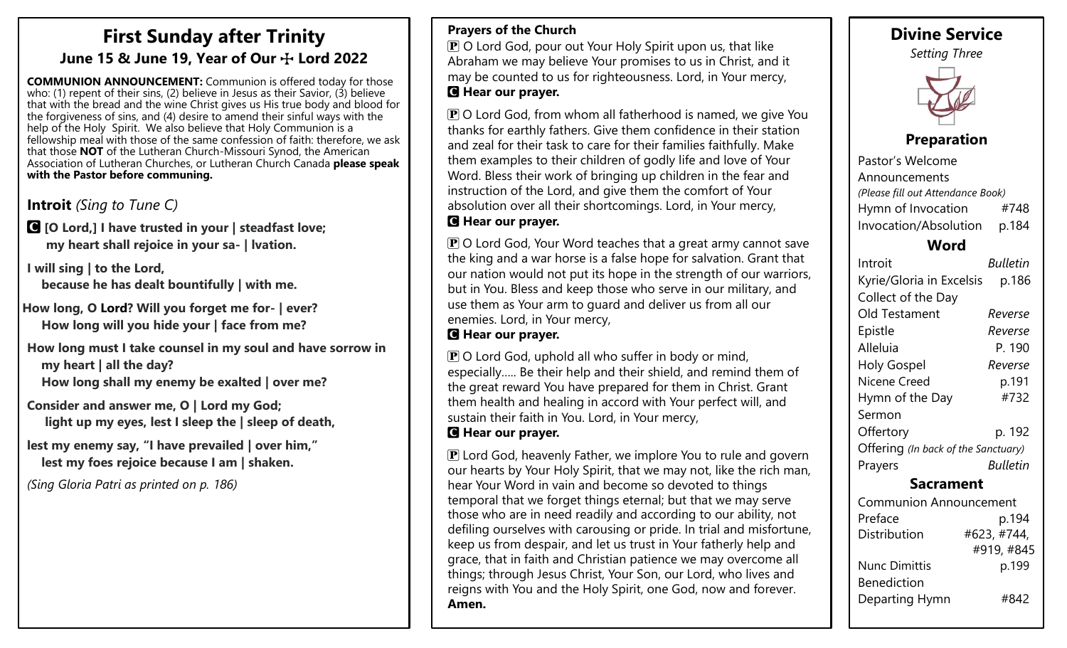# First Sunday after Trinity

## June 15 & June 19, Year of Our ☩ Lord 2022

**COMMUNION ANNOUNCEMENT:** Communion is offered today for those who: (1) repent of their sins, (2) believe in Jesus as their Savior, (3) believe that with the bread and the wine Christ gives us His true body and blood for the forgiveness of sins, and (4) desire to amend their sinful ways with the help of the Holy Spirit. We also believe that Holy Communion is a fellowship meal with those of the same confession of faith: therefore, we ask that those **NOT** of the Lutheran Church-Missouri Synod, the American Association of Lutheran Churches, or Lutheran Church Canada **please speak with the Pastor before communing.**

### Introit *(Sing to Tune C)*

**C [O Lord,] I have trusted in your | steadfast love;**
**my heart shall rejoice in your sa- | lvation.**

**I will sing | to the Lord,**
**because he has dealt bountifully | with me.**

**How long, O Lord? Will you forget me for- | ever?**
**How long will you hide your | face from me?**

**How long must I take counsel in my soul and have sorrow in my heart | all the day?**
**How long shall my enemy be exalted | over me?**

**Consider and answer me, O | Lord my God;**
**light up my eyes, lest I sleep the | sleep of death,**

**lest my enemy say, "I have prevailed | over him,"**
**lest my foes rejoice because I am | shaken.**

*(Sing Gloria Patri as printed on p. 186)*

### Prayers of the Church

P O Lord God, pour out Your Holy Spirit upon us, that like Abraham we may believe Your promises to us in Christ, and it may be counted to us for righteousness. Lord, in Your mercy,
**C Hear our prayer.**

P O Lord God, from whom all fatherhood is named, we give You thanks for earthly fathers. Give them confidence in their station and zeal for their task to care for their families faithfully. Make them examples to their children of godly life and love of Your Word. Bless their work of bringing up children in the fear and instruction of the Lord, and give them the comfort of Your absolution over all their shortcomings. Lord, in Your mercy,
**C Hear our prayer.**

P O Lord God, Your Word teaches that a great army cannot save the king and a war horse is a false hope for salvation. Grant that our nation would not put its hope in the strength of our warriors, but in You. Bless and keep those who serve in our military, and use them as Your arm to guard and deliver us from all our enemies. Lord, in Your mercy,
**C Hear our prayer.**

P O Lord God, uphold all who suffer in body or mind, especially….. Be their help and their shield, and remind them of the great reward You have prepared for them in Christ. Grant them health and healing in accord with Your perfect will, and sustain their faith in You. Lord, in Your mercy,
**C Hear our prayer.**

P Lord God, heavenly Father, we implore You to rule and govern our hearts by Your Holy Spirit, that we may not, like the rich man, hear Your Word in vain and become so devoted to things temporal that we forget things eternal; but that we may serve those who are in need readily and according to our ability, not defiling ourselves with carousing or pride. In trial and misfortune, keep us from despair, and let us trust in Your fatherly help and grace, that in faith and Christian patience we may overcome all things; through Jesus Christ, Your Son, our Lord, who lives and reigns with You and the Holy Spirit, one God, now and forever.
**Amen.**

# Divine Service

*Setting Three*

## Preparation

| | |
|---|---|
| Pastor's Welcome | |
| Announcements | |
| *(Please fill out Attendance Book)* | |
| Hymn of Invocation | #748 |
| Invocation/Absolution | p.184 |

## Word

| | |
|---|---|
| Introit | *Bulletin* |
| Kyrie/Gloria in Excelsis | p.186 |
| Collect of the Day | |
| Old Testament | *Reverse* |
| Epistle | *Reverse* |
| Alleluia | P. 190 |
| Holy Gospel | *Reverse* |
| Nicene Creed | p.191 |
| Hymn of the Day | #732 |
| Sermon | |
| Offertory | p. 192 |
| Offering *(In back of the Sanctuary)* | |
| Prayers | *Bulletin* |

## Sacrament

| | |
|---|---|
| Communion Announcement | |
| Preface | p.194 |
| Distribution | #623, #744, #919, #845 |
| Nunc Dimittis | p.199 |
| Benediction | |
| Departing Hymn | #842 |